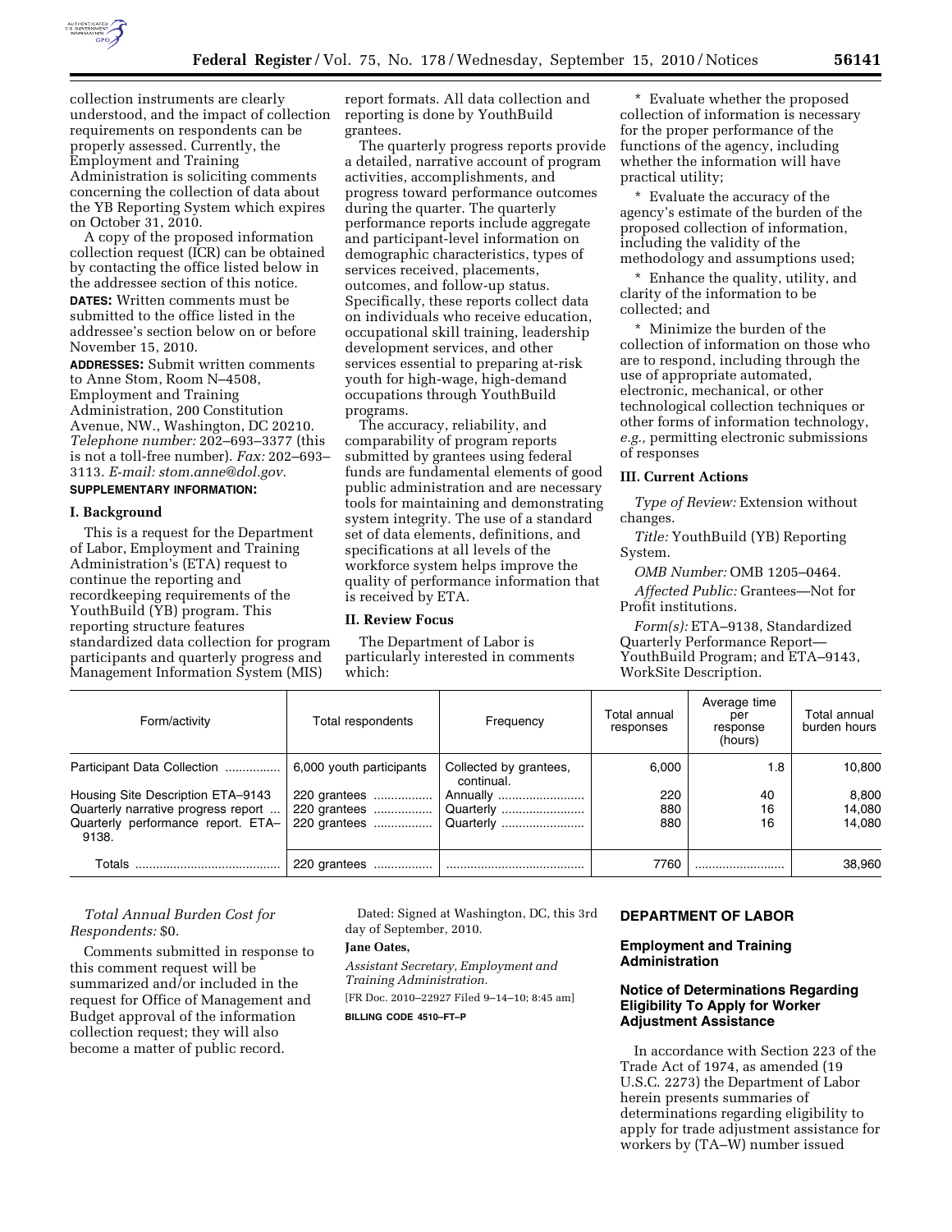collection instruments are clearly understood, and the impact of collection requirements on respondents can be properly assessed. Currently, the Employment and Training Administration is soliciting comments concerning the collection of data about the YB Reporting System which expires on October 31, 2010.

A copy of the proposed information collection request (ICR) can be obtained by contacting the office listed below in the addressee section of this notice.

**DATES:** Written comments must be submitted to the office listed in the addressee's section below on or before November 15, 2010.

**ADDRESSES:** Submit written comments to Anne Stom, Room N–4508, Employment and Training Administration, 200 Constitution Avenue, NW., Washington, DC 20210. *Telephone number:* 202–693–3377 (this is not a toll-free number). *Fax:* 202–693–3113. *E-mail: stom.anne@dol.gov.*

**SUPPLEMENTARY INFORMATION:**

### I. Background

This is a request for the Department of Labor, Employment and Training Administration's (ETA) request to continue the reporting and recordkeeping requirements of the YouthBuild (YB) program. This reporting structure features standardized data collection for program participants and quarterly progress and Management Information System (MIS) report formats. All data collection and reporting is done by YouthBuild grantees.

The quarterly progress reports provide a detailed, narrative account of program activities, accomplishments, and progress toward performance outcomes during the quarter. The quarterly performance reports include aggregate and participant-level information on demographic characteristics, types of services received, placements, outcomes, and follow-up status. Specifically, these reports collect data on individuals who receive education, occupational skill training, leadership development services, and other services essential to preparing at-risk youth for high-wage, high-demand occupations through YouthBuild programs.

The accuracy, reliability, and comparability of program reports submitted by grantees using federal funds are fundamental elements of good public administration and are necessary tools for maintaining and demonstrating system integrity. The use of a standard set of data elements, definitions, and specifications at all levels of the workforce system helps improve the quality of performance information that is received by ETA.

### II. Review Focus

The Department of Labor is particularly interested in comments which:

* Evaluate whether the proposed collection of information is necessary for the proper performance of the functions of the agency, including whether the information will have practical utility;

* Evaluate the accuracy of the agency's estimate of the burden of the proposed collection of information, including the validity of the methodology and assumptions used;

* Enhance the quality, utility, and clarity of the information to be collected; and

* Minimize the burden of the collection of information on those who are to respond, including through the use of appropriate automated, electronic, mechanical, or other technological collection techniques or other forms of information technology, *e.g.,* permitting electronic submissions of responses

### III. Current Actions

*Type of Review:* Extension without changes.

*Title:* YouthBuild (YB) Reporting System.

*OMB Number:* OMB 1205–0464.

*Affected Public:* Grantees—Not for Profit institutions.

*Form(s):* ETA–9138, Standardized Quarterly Performance Report—YouthBuild Program; and ETA–9143, WorkSite Description.

| Form/activity | Total respondents | Frequency | Total annual responses | Average time per response (hours) | Total annual burden hours |
|---|---|---|---|---|---|
| Participant Data Collection | 6,000 youth participants | Collected by grantees, continual. | 6,000 | 1.8 | 10,800 |
| Housing Site Description ETA–9143 | 220 grantees | Annually | 220 | 40 | 8,800 |
| Quarterly narrative progress report | 220 grantees | Quarterly | 880 | 16 | 14,080 |
| Quarterly performance report. ETA–9138. | 220 grantees | Quarterly | 880 | 16 | 14,080 |
| Totals | 220 grantees | | 7760 | | 38,960 |

*Total Annual Burden Cost for Respondents:* $0.

Comments submitted in response to this comment request will be summarized and/or included in the request for Office of Management and Budget approval of the information collection request; they will also become a matter of public record.

Dated: Signed at Washington, DC, this 3rd day of September, 2010.

**Jane Oates,**

*Assistant Secretary, Employment and Training Administration.*

[FR Doc. 2010–22927 Filed 9–14–10; 8:45 am]

**BILLING CODE 4510–FT–P**

## DEPARTMENT OF LABOR

### Employment and Training Administration

### Notice of Determinations Regarding Eligibility To Apply for Worker Adjustment Assistance

In accordance with Section 223 of the Trade Act of 1974, as amended (19 U.S.C. 2273) the Department of Labor herein presents summaries of determinations regarding eligibility to apply for trade adjustment assistance for workers by (TA–W) number issued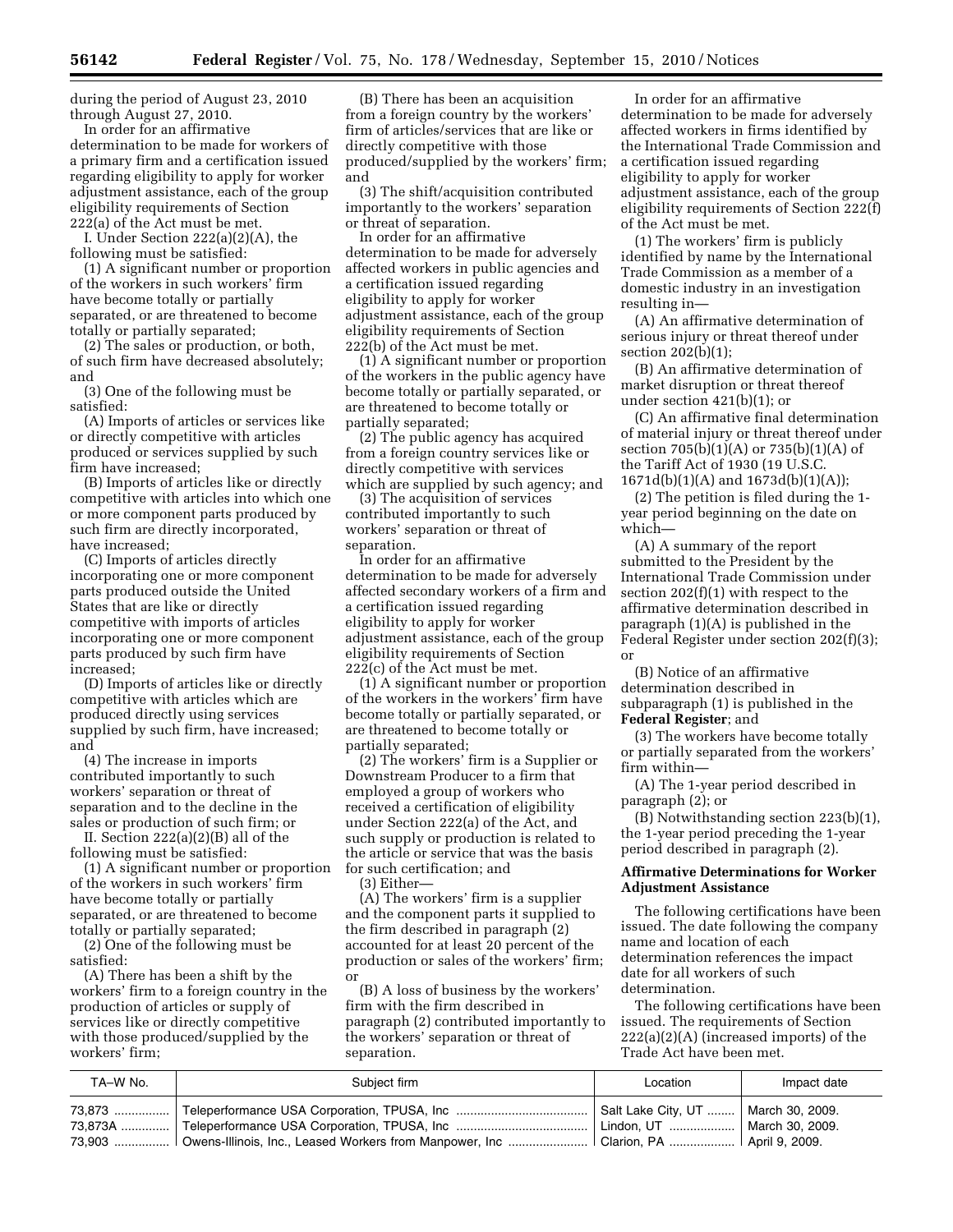during the period of August 23, 2010 through August 27, 2010.

In order for an affirmative determination to be made for workers of a primary firm and a certification issued regarding eligibility to apply for worker adjustment assistance, each of the group eligibility requirements of Section 222(a) of the Act must be met.

I. Under Section 222(a)(2)(A), the following must be satisfied:

(1) A significant number or proportion of the workers in such workers' firm have become totally or partially separated, or are threatened to become totally or partially separated;

(2) The sales or production, or both, of such firm have decreased absolutely; and

(3) One of the following must be satisfied:

(A) Imports of articles or services like or directly competitive with articles produced or services supplied by such firm have increased;

(B) Imports of articles like or directly competitive with articles into which one or more component parts produced by such firm are directly incorporated, have increased;

(C) Imports of articles directly incorporating one or more component parts produced outside the United States that are like or directly competitive with imports of articles incorporating one or more component parts produced by such firm have increased;

(D) Imports of articles like or directly competitive with articles which are produced directly using services supplied by such firm, have increased; and

(4) The increase in imports contributed importantly to such workers' separation or threat of separation and to the decline in the sales or production of such firm; or

II. Section 222(a)(2)(B) all of the following must be satisfied:

(1) A significant number or proportion of the workers in such workers' firm have become totally or partially separated, or are threatened to become totally or partially separated;

(2) One of the following must be satisfied:

(A) There has been a shift by the workers' firm to a foreign country in the production of articles or supply of services like or directly competitive with those produced/supplied by the workers' firm;

(B) There has been an acquisition from a foreign country by the workers' firm of articles/services that are like or directly competitive with those produced/supplied by the workers' firm; and

(3) The shift/acquisition contributed importantly to the workers' separation or threat of separation.

In order for an affirmative determination to be made for adversely affected workers in public agencies and a certification issued regarding eligibility to apply for worker adjustment assistance, each of the group eligibility requirements of Section 222(b) of the Act must be met.

(1) A significant number or proportion of the workers in the public agency have become totally or partially separated, or are threatened to become totally or partially separated;

(2) The public agency has acquired from a foreign country services like or directly competitive with services which are supplied by such agency; and

(3) The acquisition of services contributed importantly to such workers' separation or threat of separation.

In order for an affirmative determination to be made for adversely affected secondary workers of a firm and a certification issued regarding eligibility to apply for worker adjustment assistance, each of the group eligibility requirements of Section 222(c) of the Act must be met.

(1) A significant number or proportion of the workers in the workers' firm have become totally or partially separated, or are threatened to become totally or partially separated;

(2) The workers' firm is a Supplier or Downstream Producer to a firm that employed a group of workers who received a certification of eligibility under Section 222(a) of the Act, and such supply or production is related to the article or service that was the basis for such certification; and

(3) Either—

(A) The workers' firm is a supplier and the component parts it supplied to the firm described in paragraph (2) accounted for at least 20 percent of the production or sales of the workers' firm; or

(B) A loss of business by the workers' firm with the firm described in paragraph (2) contributed importantly to the workers' separation or threat of separation.

In order for an affirmative determination to be made for adversely affected workers in firms identified by the International Trade Commission and a certification issued regarding eligibility to apply for worker adjustment assistance, each of the group eligibility requirements of Section 222(f) of the Act must be met.

(1) The workers' firm is publicly identified by name by the International Trade Commission as a member of a domestic industry in an investigation resulting in—

(A) An affirmative determination of serious injury or threat thereof under section 202(b)(1);

(B) An affirmative determination of market disruption or threat thereof under section 421(b)(1); or

(C) An affirmative final determination of material injury or threat thereof under section 705(b)(1)(A) or 735(b)(1)(A) of the Tariff Act of 1930 (19 U.S.C. 1671d(b)(1)(A) and 1673d(b)(1)(A));

(2) The petition is filed during the 1-year period beginning on the date on which—

(A) A summary of the report submitted to the President by the International Trade Commission under section 202(f)(1) with respect to the affirmative determination described in paragraph (1)(A) is published in the Federal Register under section 202(f)(3); or

(B) Notice of an affirmative determination described in subparagraph (1) is published in the **Federal Register**; and

(3) The workers have become totally or partially separated from the workers' firm within—

(A) The 1-year period described in paragraph (2); or

(B) Notwithstanding section 223(b)(1), the 1-year period preceding the 1-year period described in paragraph (2).

## Affirmative Determinations for Worker Adjustment Assistance

The following certifications have been issued. The date following the company name and location of each determination references the impact date for all workers of such determination.

The following certifications have been issued. The requirements of Section 222(a)(2)(A) (increased imports) of the Trade Act have been met.

| TA–W No. | Subject firm | Location | Impact date |
|---|---|---|---|
| 73,873 | Teleperformance USA Corporation, TPUSA, Inc | Salt Lake City, UT | March 30, 2009. |
| 73,873A | Teleperformance USA Corporation, TPUSA, Inc | Lindon, UT | March 30, 2009. |
| 73,903 | Owens-Illinois, Inc., Leased Workers from Manpower, Inc | Clarion, PA | April 9, 2009. |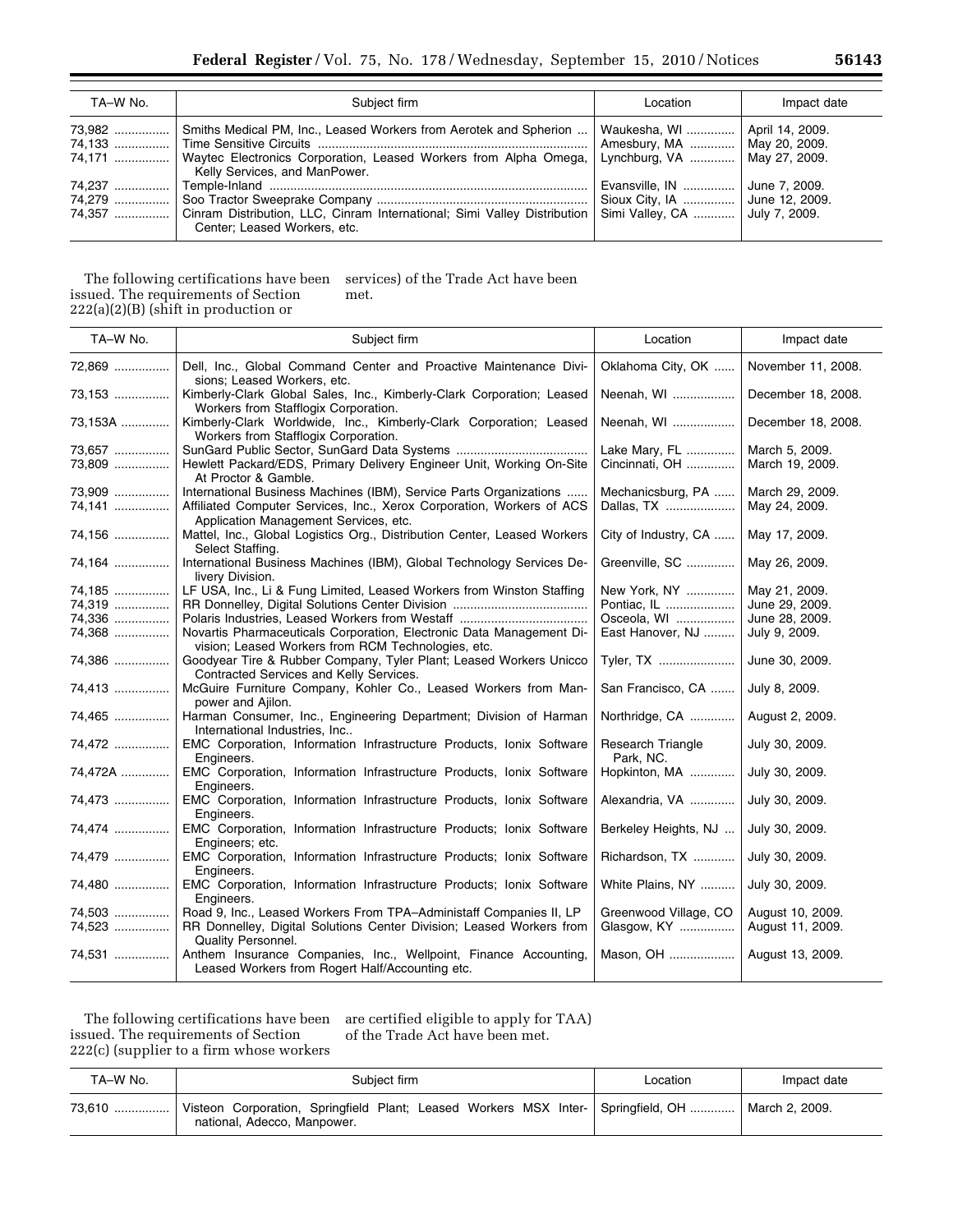| TA–W No. | Subject firm | Location | Impact date |
|---|---|---|---|
| 73,982 | Smiths Medical PM, Inc., Leased Workers from Aerotek and Spherion | Waukesha, WI | April 14, 2009. |
| 74,133 | Time Sensitive Circuits | Amesbury, MA | May 20, 2009. |
| 74,171 | Waytec Electronics Corporation, Leased Workers from Alpha Omega, Kelly Services, and ManPower. | Lynchburg, VA | May 27, 2009. |
| 74,237 | Temple-Inland | Evansville, IN | June 7, 2009. |
| 74,279 | Soo Tractor Sweeprake Company | Sioux City, IA | June 12, 2009. |
| 74,357 | Cinram Distribution, LLC, Cinram International; Simi Valley Distribution Center; Leased Workers, etc. | Simi Valley, CA | July 7, 2009. |

The following certifications have been issued. The requirements of Section 222(a)(2)(B) (shift in production or services) of the Trade Act have been met.

| TA–W No. | Subject firm | Location | Impact date |
|---|---|---|---|
| 72,869 | Dell, Inc., Global Command Center and Proactive Maintenance Divisions; Leased Workers, etc. | Oklahoma City, OK | November 11, 2008. |
| 73,153 | Kimberly-Clark Global Sales, Inc., Kimberly-Clark Corporation; Leased Workers from Stafflogix Corporation. | Neenah, WI | December 18, 2008. |
| 73,153A | Kimberly-Clark Worldwide, Inc., Kimberly-Clark Corporation; Leased Workers from Stafflogix Corporation. | Neenah, WI | December 18, 2008. |
| 73,657 | SunGard Public Sector, SunGard Data Systems | Lake Mary, FL | March 5, 2009. |
| 73,809 | Hewlett Packard/EDS, Primary Delivery Engineer Unit, Working On-Site At Proctor & Gamble. | Cincinnati, OH | March 19, 2009. |
| 73,909 | International Business Machines (IBM), Service Parts Organizations | Mechanicsburg, PA | March 29, 2009. |
| 74,141 | Affiliated Computer Services, Inc., Xerox Corporation, Workers of ACS Application Management Services, etc. | Dallas, TX | May 24, 2009. |
| 74,156 | Mattel, Inc., Global Logistics Org., Distribution Center, Leased Workers Select Staffing. | City of Industry, CA | May 17, 2009. |
| 74,164 | International Business Machines (IBM), Global Technology Services Delivery Division. | Greenville, SC | May 26, 2009. |
| 74,185 | LF USA, Inc., Li & Fung Limited, Leased Workers from Winston Staffing | New York, NY | May 21, 2009. |
| 74,319 | RR Donnelley, Digital Solutions Center Division | Pontiac, IL | June 29, 2009. |
| 74,336 | Polaris Industries, Leased Workers from Westaff | Osceola, WI | June 28, 2009. |
| 74,368 | Novartis Pharmaceuticals Corporation, Electronic Data Management Division; Leased Workers from RCM Technologies, etc. | East Hanover, NJ | July 9, 2009. |
| 74,386 | Goodyear Tire & Rubber Company, Tyler Plant; Leased Workers Unicco Contracted Services and Kelly Services. | Tyler, TX | June 30, 2009. |
| 74,413 | McGuire Furniture Company, Kohler Co., Leased Workers from Manpower and Ajilon. | San Francisco, CA | July 8, 2009. |
| 74,465 | Harman Consumer, Inc., Engineering Department; Division of Harman International Industries, Inc.. | Northridge, CA | August 2, 2009. |
| 74,472 | EMC Corporation, Information Infrastructure Products, Ionix Software Engineers. | Research Triangle Park, NC. | July 30, 2009. |
| 74,472A | EMC Corporation, Information Infrastructure Products, Ionix Software Engineers. | Hopkinton, MA | July 30, 2009. |
| 74,473 | EMC Corporation, Information Infrastructure Products, Ionix Software Engineers. | Alexandria, VA | July 30, 2009. |
| 74,474 | EMC Corporation, Information Infrastructure Products; Ionix Software Engineers; etc. | Berkeley Heights, NJ | July 30, 2009. |
| 74,479 | EMC Corporation, Information Infrastructure Products; Ionix Software Engineers. | Richardson, TX | July 30, 2009. |
| 74,480 | EMC Corporation, Information Infrastructure Products; Ionix Software Engineers. | White Plains, NY | July 30, 2009. |
| 74,503 | Road 9, Inc., Leased Workers From TPA–Administaff Companies II, LP | Greenwood Village, CO | August 10, 2009. |
| 74,523 | RR Donnelley, Digital Solutions Center Division; Leased Workers from Quality Personnel. | Glasgow, KY | August 11, 2009. |
| 74,531 | Anthem Insurance Companies, Inc., Wellpoint, Finance Accounting, Leased Workers from Rogert Half/Accounting etc. | Mason, OH | August 13, 2009. |

The following certifications have been issued. The requirements of Section 222(c) (supplier to a firm whose workers are certified eligible to apply for TAA) of the Trade Act have been met.

| TA–W No. | Subject firm | Location | Impact date |
|---|---|---|---|
| 73,610 | Visteon Corporation, Springfield Plant; Leased Workers MSX International, Adecco, Manpower. | Springfield, OH | March 2, 2009. |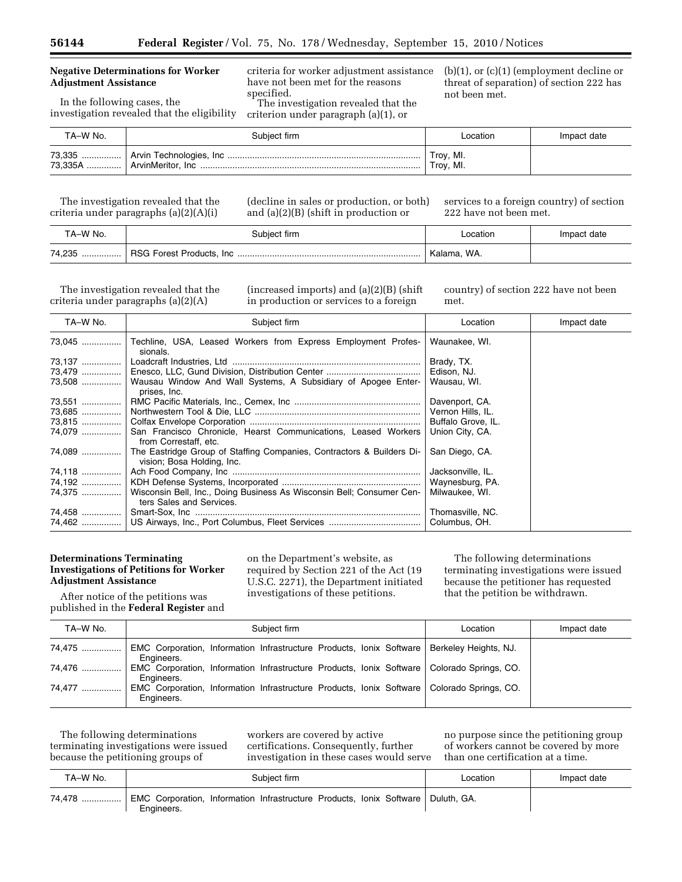### Negative Determinations for Worker Adjustment Assistance

In the following cases, the investigation revealed that the eligibility criteria for worker adjustment assistance have not been met for the reasons specified.

The investigation revealed that the criterion under paragraph (a)(1), or (b)(1), or (c)(1) (employment decline or threat of separation) of section 222 has not been met.

| TA–W No. | Subject firm | Location | Impact date |
|---|---|---|---|
| 73,335 | Arvin Technologies, Inc | Troy, MI. | |
| 73,335A | ArvinMeritor, Inc | Troy, MI. | |

The investigation revealed that the criteria under paragraphs (a)(2)(A)(i) (decline in sales or production, or both) and (a)(2)(B) (shift in production or services to a foreign country) of section 222 have not been met.

| TA–W No. | Subject firm | Location | Impact date |
|---|---|---|---|
| 74,235 | RSG Forest Products, Inc | Kalama, WA. | |

The investigation revealed that the criteria under paragraphs (a)(2)(A) (increased imports) and (a)(2)(B) (shift in production or services to a foreign country) of section 222 have not been met.

| TA–W No. | Subject firm | Location | Impact date |
|---|---|---|---|
| 73,045 | Techline, USA, Leased Workers from Express Employment Professionals. | Waunakee, WI. | |
| 73,137 | Loadcraft Industries, Ltd | Brady, TX. | |
| 73,479 | Enesco, LLC, Gund Division, Distribution Center | Edison, NJ. | |
| 73,508 | Wausau Window And Wall Systems, A Subsidiary of Apogee Enterprises, Inc. | Wausau, WI. | |
| 73,551 | RMC Pacific Materials, Inc., Cemex, Inc | Davenport, CA. | |
| 73,685 | Northwestern Tool & Die, LLC | Vernon Hills, IL. | |
| 73,815 | Colfax Envelope Corporation | Buffalo Grove, IL. | |
| 74,079 | San Francisco Chronicle, Hearst Communications, Leased Workers from Correstaff, etc. | Union City, CA. | |
| 74,089 | The Eastridge Group of Staffing Companies, Contractors & Builders Division; Bosa Holding, Inc. | San Diego, CA. | |
| 74,118 | Ach Food Company, Inc | Jacksonville, IL. | |
| 74,192 | KDH Defense Systems, Incorporated | Waynesburg, PA. | |
| 74,375 | Wisconsin Bell, Inc., Doing Business As Wisconsin Bell; Consumer Centers Sales and Services. | Milwaukee, WI. | |
| 74,458 | Smart-Sox, Inc | Thomasville, NC. | |
| 74,462 | US Airways, Inc., Port Columbus, Fleet Services | Columbus, OH. | |

### Determinations Terminating Investigations of Petitions for Worker Adjustment Assistance

After notice of the petitions was published in the **Federal Register** and on the Department's website, as required by Section 221 of the Act (19 U.S.C. 2271), the Department initiated investigations of these petitions.

The following determinations terminating investigations were issued because the petitioner has requested that the petition be withdrawn.

| TA–W No. | Subject firm | Location | Impact date |
|---|---|---|---|
| 74,475 | EMC Corporation, Information Infrastructure Products, Ionix Software Engineers. | Berkeley Heights, NJ. | |
| 74,476 | EMC Corporation, Information Infrastructure Products, Ionix Software Engineers. | Colorado Springs, CO. | |
| 74,477 | EMC Corporation, Information Infrastructure Products, Ionix Software Engineers. | Colorado Springs, CO. | |

The following determinations terminating investigations were issued because the petitioning groups of workers are covered by active certifications. Consequently, further investigation in these cases would serve no purpose since the petitioning group of workers cannot be covered by more than one certification at a time.

| TA–W No. | Subject firm | Location | Impact date |
|---|---|---|---|
| 74,478 | EMC Corporation, Information Infrastructure Products, Ionix Software Engineers. | Duluth, GA. | |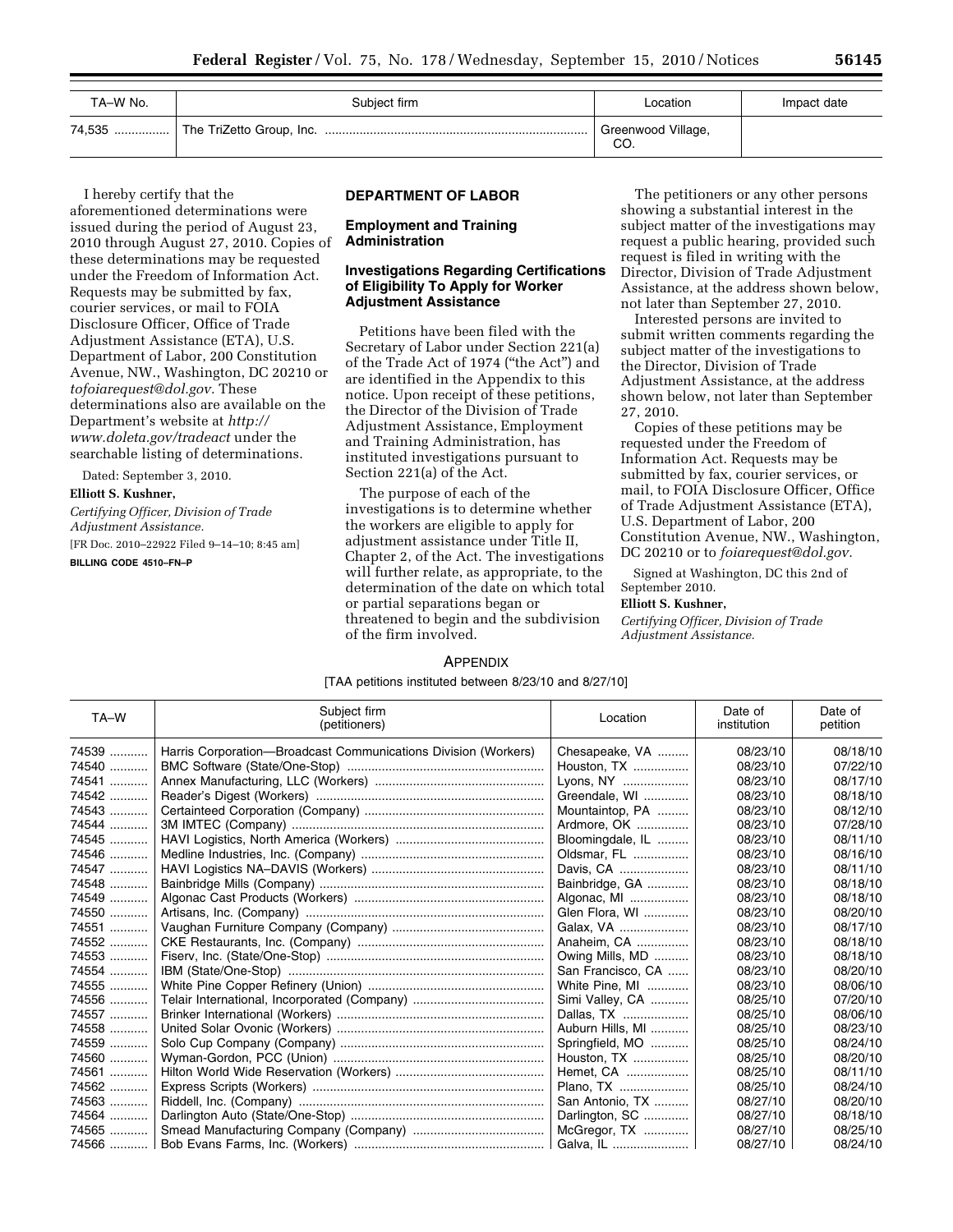| TA–W No. | Subject firm | Location | Impact date |
| --- | --- | --- | --- |
| 74,535 | The TriZetto Group, Inc. | Greenwood Village, CO. | |

I hereby certify that the aforementioned determinations were issued during the period of August 23, 2010 through August 27, 2010. Copies of these determinations may be requested under the Freedom of Information Act. Requests may be submitted by fax, courier services, or mail to FOIA Disclosure Officer, Office of Trade Adjustment Assistance (ETA), U.S. Department of Labor, 200 Constitution Avenue, NW., Washington, DC 20210 or *tofoiarequest@dol.gov.* These determinations also are available on the Department's website at *http://www.doleta.gov/tradeact* under the searchable listing of determinations.

Dated: September 3, 2010.

**Elliott S. Kushner,**

*Certifying Officer, Division of Trade Adjustment Assistance.*

[FR Doc. 2010–22922 Filed 9–14–10; 8:45 am]

**BILLING CODE 4510–FN–P**

## DEPARTMENT OF LABOR

### Employment and Training Administration

### Investigations Regarding Certifications of Eligibility To Apply for Worker Adjustment Assistance

Petitions have been filed with the Secretary of Labor under Section 221(a) of the Trade Act of 1974 ("the Act") and are identified in the Appendix to this notice. Upon receipt of these petitions, the Director of the Division of Trade Adjustment Assistance, Employment and Training Administration, has instituted investigations pursuant to Section 221(a) of the Act.

The purpose of each of the investigations is to determine whether the workers are eligible to apply for adjustment assistance under Title II, Chapter 2, of the Act. The investigations will further relate, as appropriate, to the determination of the date on which total or partial separations began or threatened to begin and the subdivision of the firm involved.

The petitioners or any other persons showing a substantial interest in the subject matter of the investigations may request a public hearing, provided such request is filed in writing with the Director, Division of Trade Adjustment Assistance, at the address shown below, not later than September 27, 2010.

Interested persons are invited to submit written comments regarding the subject matter of the investigations to the Director, Division of Trade Adjustment Assistance, at the address shown below, not later than September 27, 2010.

Copies of these petitions may be requested under the Freedom of Information Act. Requests may be submitted by fax, courier services, or mail, to FOIA Disclosure Officer, Office of Trade Adjustment Assistance (ETA), U.S. Department of Labor, 200 Constitution Avenue, NW., Washington, DC 20210 or to *foiarequest@dol.gov.*

Signed at Washington, DC this 2nd of September 2010.

**Elliott S. Kushner,**

*Certifying Officer, Division of Trade Adjustment Assistance.*

APPENDIX

[TAA petitions instituted between 8/23/10 and 8/27/10]

| TA–W | Subject firm (petitioners) | Location | Date of institution | Date of petition |
| --- | --- | --- | --- | --- |
| 74539 | Harris Corporation—Broadcast Communications Division (Workers) | Chesapeake, VA | 08/23/10 | 08/18/10 |
| 74540 | BMC Software (State/One-Stop) | Houston, TX | 08/23/10 | 07/22/10 |
| 74541 | Annex Manufacturing, LLC (Workers) | Lyons, NY | 08/23/10 | 08/17/10 |
| 74542 | Reader's Digest (Workers) | Greendale, WI | 08/23/10 | 08/18/10 |
| 74543 | Certainteed Corporation (Company) | Mountaintop, PA | 08/23/10 | 08/12/10 |
| 74544 | 3M IMTEC (Company) | Ardmore, OK | 08/23/10 | 07/28/10 |
| 74545 | HAVI Logistics, North America (Workers) | Bloomingdale, IL | 08/23/10 | 08/11/10 |
| 74546 | Medline Industries, Inc. (Company) | Oldsmar, FL | 08/23/10 | 08/16/10 |
| 74547 | HAVI Logistics NA–DAVIS (Workers) | Davis, CA | 08/23/10 | 08/11/10 |
| 74548 | Bainbridge Mills (Company) | Bainbridge, GA | 08/23/10 | 08/18/10 |
| 74549 | Algonac Cast Products (Workers) | Algonac, MI | 08/23/10 | 08/18/10 |
| 74550 | Artisans, Inc. (Company) | Glen Flora, WI | 08/23/10 | 08/20/10 |
| 74551 | Vaughan Furniture Company (Company) | Galax, VA | 08/23/10 | 08/17/10 |
| 74552 | CKE Restaurants, Inc. (Company) | Anaheim, CA | 08/23/10 | 08/18/10 |
| 74553 | Fiserv, Inc. (State/One-Stop) | Owing Mills, MD | 08/23/10 | 08/18/10 |
| 74554 | IBM (State/One-Stop) | San Francisco, CA | 08/23/10 | 08/20/10 |
| 74555 | White Pine Copper Refinery (Union) | White Pine, MI | 08/23/10 | 08/06/10 |
| 74556 | Telair International, Incorporated (Company) | Simi Valley, CA | 08/25/10 | 07/20/10 |
| 74557 | Brinker International (Workers) | Dallas, TX | 08/25/10 | 08/06/10 |
| 74558 | United Solar Ovonic (Workers) | Auburn Hills, MI | 08/25/10 | 08/23/10 |
| 74559 | Solo Cup Company (Company) | Springfield, MO | 08/25/10 | 08/24/10 |
| 74560 | Wyman-Gordon, PCC (Union) | Houston, TX | 08/25/10 | 08/20/10 |
| 74561 | Hilton World Wide Reservation (Workers) | Hemet, CA | 08/25/10 | 08/11/10 |
| 74562 | Express Scripts (Workers) | Plano, TX | 08/25/10 | 08/24/10 |
| 74563 | Riddell, Inc. (Company) | San Antonio, TX | 08/27/10 | 08/20/10 |
| 74564 | Darlington Auto (State/One-Stop) | Darlington, SC | 08/27/10 | 08/18/10 |
| 74565 | Smead Manufacturing Company (Company) | McGregor, TX | 08/27/10 | 08/25/10 |
| 74566 | Bob Evans Farms, Inc. (Workers) | Galva, IL | 08/27/10 | 08/24/10 |